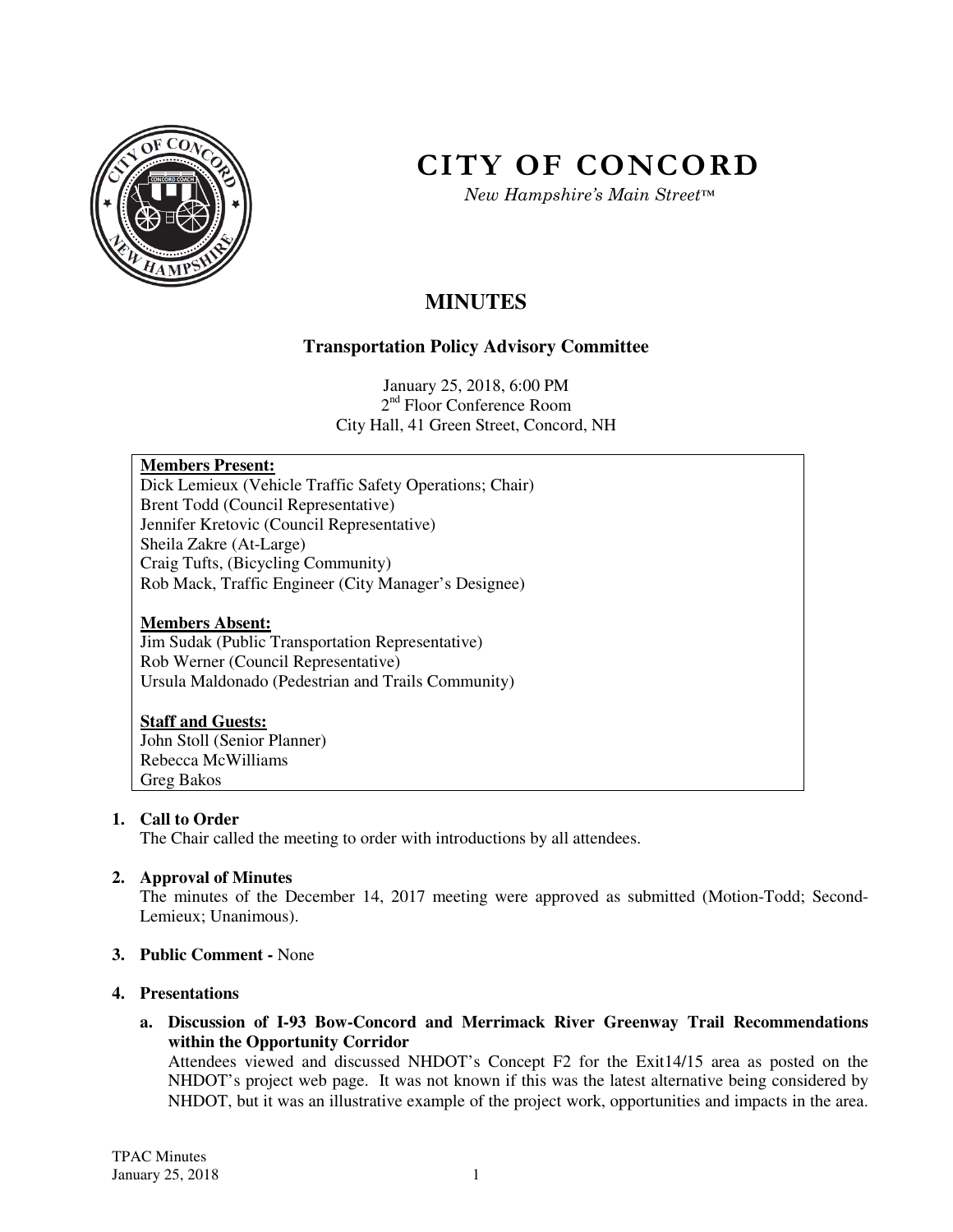# CITY OF CONCORD

*New Hampshire's Main Street™*

## MINUTES

### Transportation Policy Advisory Committee

January 25, 2018, 6:00 PM
2nd Floor Conference Room
City Hall, 41 Green Street, Concord, NH

**Members Present:**
Dick Lemieux (Vehicle Traffic Safety Operations; Chair)
Brent Todd (Council Representative)
Jennifer Kretovic (Council Representative)
Sheila Zakre (At-Large)
Craig Tufts, (Bicycling Community)
Rob Mack, Traffic Engineer (City Manager's Designee)

**Members Absent:**
Jim Sudak (Public Transportation Representative)
Rob Werner (Council Representative)
Ursula Maldonado (Pedestrian and Trails Community)

**Staff and Guests:**
John Stoll (Senior Planner)
Rebecca McWilliams
Greg Bakos

1. **Call to Order**
   The Chair called the meeting to order with introductions by all attendees.

2. **Approval of Minutes**
   The minutes of the December 14, 2017 meeting were approved as submitted (Motion-Todd; Second-Lemieux; Unanimous).

3. **Public Comment -** None

4. **Presentations**

   a. **Discussion of I-93 Bow-Concord and Merrimack River Greenway Trail Recommendations within the Opportunity Corridor**
   Attendees viewed and discussed NHDOT's Concept F2 for the Exit14/15 area as posted on the NHDOT's project web page. It was not known if this was the latest alternative being considered by NHDOT, but it was an illustrative example of the project work, opportunities and impacts in the area.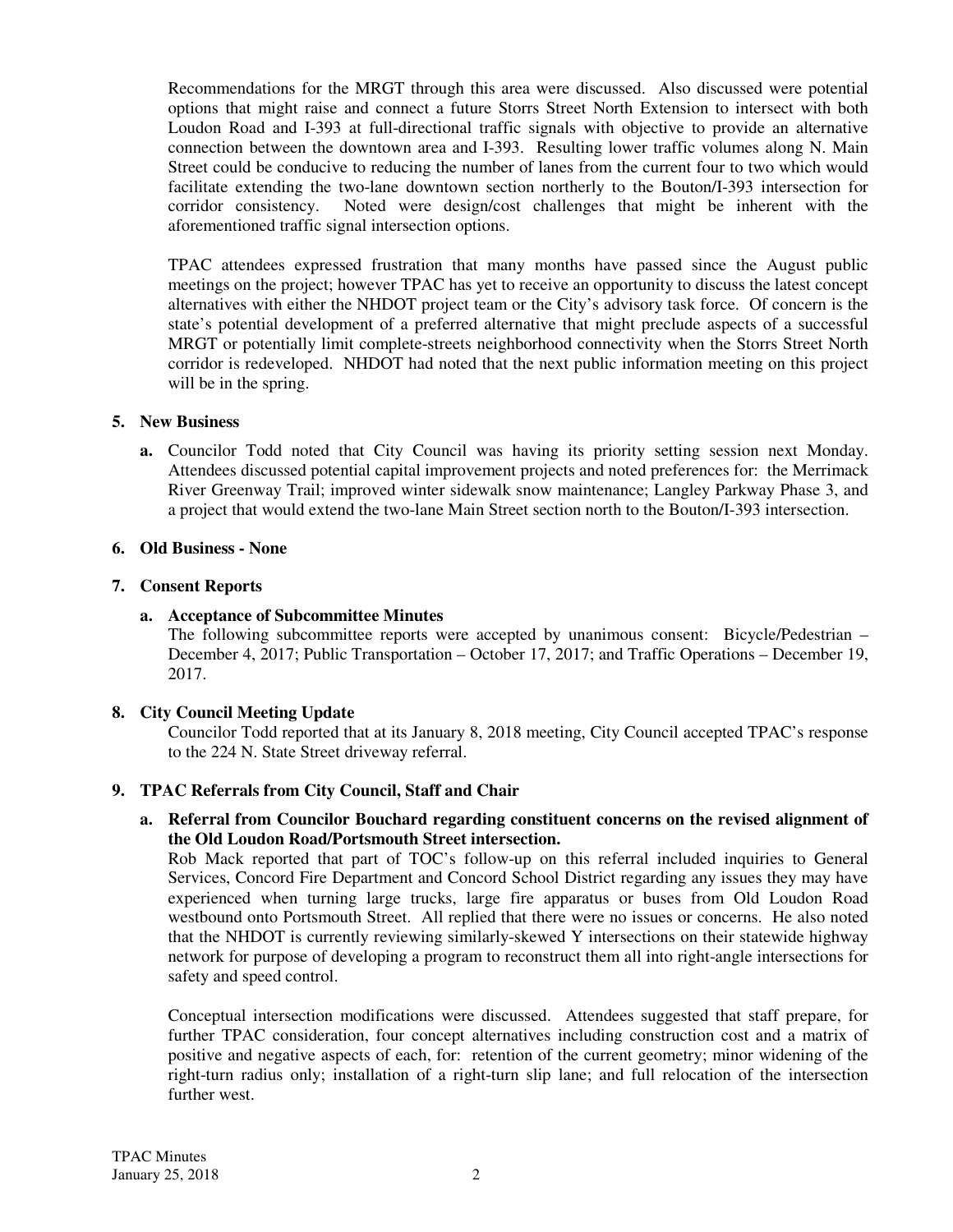Recommendations for the MRGT through this area were discussed. Also discussed were potential options that might raise and connect a future Storrs Street North Extension to intersect with both Loudon Road and I-393 at full-directional traffic signals with objective to provide an alternative connection between the downtown area and I-393. Resulting lower traffic volumes along N. Main Street could be conducive to reducing the number of lanes from the current four to two which would facilitate extending the two-lane downtown section northerly to the Bouton/I-393 intersection for corridor consistency. Noted were design/cost challenges that might be inherent with the aforementioned traffic signal intersection options.

TPAC attendees expressed frustration that many months have passed since the August public meetings on the project; however TPAC has yet to receive an opportunity to discuss the latest concept alternatives with either the NHDOT project team or the City's advisory task force. Of concern is the state's potential development of a preferred alternative that might preclude aspects of a successful MRGT or potentially limit complete-streets neighborhood connectivity when the Storrs Street North corridor is redeveloped. NHDOT had noted that the next public information meeting on this project will be in the spring.

**5. New Business**

**a.** Councilor Todd noted that City Council was having its priority setting session next Monday. Attendees discussed potential capital improvement projects and noted preferences for: the Merrimack River Greenway Trail; improved winter sidewalk snow maintenance; Langley Parkway Phase 3, and a project that would extend the two-lane Main Street section north to the Bouton/I-393 intersection.

**6. Old Business - None**

**7. Consent Reports**

**a. Acceptance of Subcommittee Minutes**

The following subcommittee reports were accepted by unanimous consent: Bicycle/Pedestrian – December 4, 2017; Public Transportation – October 17, 2017; and Traffic Operations – December 19, 2017.

**8. City Council Meeting Update**

Councilor Todd reported that at its January 8, 2018 meeting, City Council accepted TPAC's response to the 224 N. State Street driveway referral.

**9. TPAC Referrals from City Council, Staff and Chair**

**a. Referral from Councilor Bouchard regarding constituent concerns on the revised alignment of the Old Loudon Road/Portsmouth Street intersection.**

Rob Mack reported that part of TOC's follow-up on this referral included inquiries to General Services, Concord Fire Department and Concord School District regarding any issues they may have experienced when turning large trucks, large fire apparatus or buses from Old Loudon Road westbound onto Portsmouth Street. All replied that there were no issues or concerns. He also noted that the NHDOT is currently reviewing similarly-skewed Y intersections on their statewide highway network for purpose of developing a program to reconstruct them all into right-angle intersections for safety and speed control.

Conceptual intersection modifications were discussed. Attendees suggested that staff prepare, for further TPAC consideration, four concept alternatives including construction cost and a matrix of positive and negative aspects of each, for: retention of the current geometry; minor widening of the right-turn radius only; installation of a right-turn slip lane; and full relocation of the intersection further west.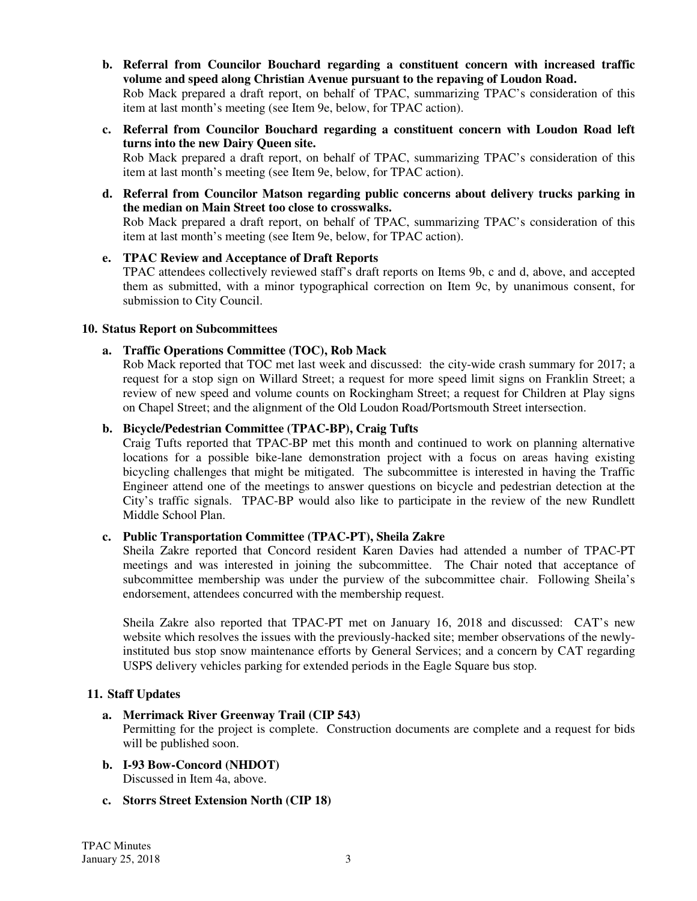**b. Referral from Councilor Bouchard regarding a constituent concern with increased traffic volume and speed along Christian Avenue pursuant to the repaving of Loudon Road.**
Rob Mack prepared a draft report, on behalf of TPAC, summarizing TPAC's consideration of this item at last month's meeting (see Item 9e, below, for TPAC action).

**c. Referral from Councilor Bouchard regarding a constituent concern with Loudon Road left turns into the new Dairy Queen site.**
Rob Mack prepared a draft report, on behalf of TPAC, summarizing TPAC's consideration of this item at last month's meeting (see Item 9e, below, for TPAC action).

**d. Referral from Councilor Matson regarding public concerns about delivery trucks parking in the median on Main Street too close to crosswalks.**
Rob Mack prepared a draft report, on behalf of TPAC, summarizing TPAC's consideration of this item at last month's meeting (see Item 9e, below, for TPAC action).

**e. TPAC Review and Acceptance of Draft Reports**
TPAC attendees collectively reviewed staff's draft reports on Items 9b, c and d, above, and accepted them as submitted, with a minor typographical correction on Item 9c, by unanimous consent, for submission to City Council.

**10. Status Report on Subcommittees**

**a. Traffic Operations Committee (TOC), Rob Mack**
Rob Mack reported that TOC met last week and discussed: the city-wide crash summary for 2017; a request for a stop sign on Willard Street; a request for more speed limit signs on Franklin Street; a review of new speed and volume counts on Rockingham Street; a request for Children at Play signs on Chapel Street; and the alignment of the Old Loudon Road/Portsmouth Street intersection.

**b. Bicycle/Pedestrian Committee (TPAC-BP), Craig Tufts**
Craig Tufts reported that TPAC-BP met this month and continued to work on planning alternative locations for a possible bike-lane demonstration project with a focus on areas having existing bicycling challenges that might be mitigated. The subcommittee is interested in having the Traffic Engineer attend one of the meetings to answer questions on bicycle and pedestrian detection at the City's traffic signals. TPAC-BP would also like to participate in the review of the new Rundlett Middle School Plan.

**c. Public Transportation Committee (TPAC-PT), Sheila Zakre**
Sheila Zakre reported that Concord resident Karen Davies had attended a number of TPAC-PT meetings and was interested in joining the subcommittee. The Chair noted that acceptance of subcommittee membership was under the purview of the subcommittee chair. Following Sheila's endorsement, attendees concurred with the membership request.

Sheila Zakre also reported that TPAC-PT met on January 16, 2018 and discussed: CAT's new website which resolves the issues with the previously-hacked site; member observations of the newly-instituted bus stop snow maintenance efforts by General Services; and a concern by CAT regarding USPS delivery vehicles parking for extended periods in the Eagle Square bus stop.

**11. Staff Updates**

**a. Merrimack River Greenway Trail (CIP 543)**
Permitting for the project is complete. Construction documents are complete and a request for bids will be published soon.

**b. I-93 Bow-Concord (NHDOT)**
Discussed in Item 4a, above.

**c. Storrs Street Extension North (CIP 18)**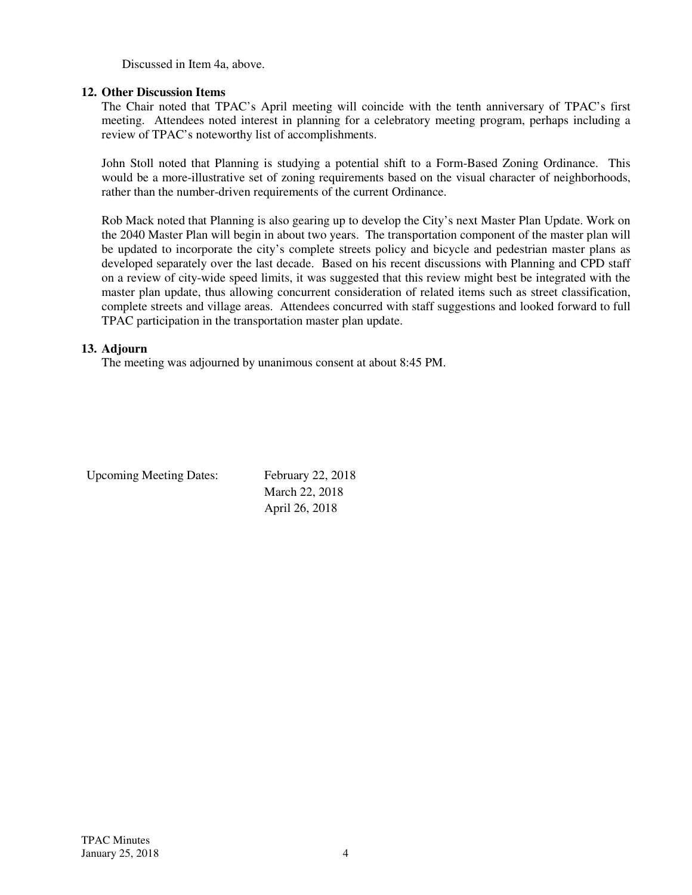Discussed in Item 4a, above.

**12. Other Discussion Items**

The Chair noted that TPAC's April meeting will coincide with the tenth anniversary of TPAC's first meeting. Attendees noted interest in planning for a celebratory meeting program, perhaps including a review of TPAC's noteworthy list of accomplishments.

John Stoll noted that Planning is studying a potential shift to a Form-Based Zoning Ordinance. This would be a more-illustrative set of zoning requirements based on the visual character of neighborhoods, rather than the number-driven requirements of the current Ordinance.

Rob Mack noted that Planning is also gearing up to develop the City's next Master Plan Update. Work on the 2040 Master Plan will begin in about two years. The transportation component of the master plan will be updated to incorporate the city's complete streets policy and bicycle and pedestrian master plans as developed separately over the last decade. Based on his recent discussions with Planning and CPD staff on a review of city-wide speed limits, it was suggested that this review might best be integrated with the master plan update, thus allowing concurrent consideration of related items such as street classification, complete streets and village areas. Attendees concurred with staff suggestions and looked forward to full TPAC participation in the transportation master plan update.

**13. Adjourn**

The meeting was adjourned by unanimous consent at about 8:45 PM.

Upcoming Meeting Dates: February 22, 2018
March 22, 2018
April 26, 2018